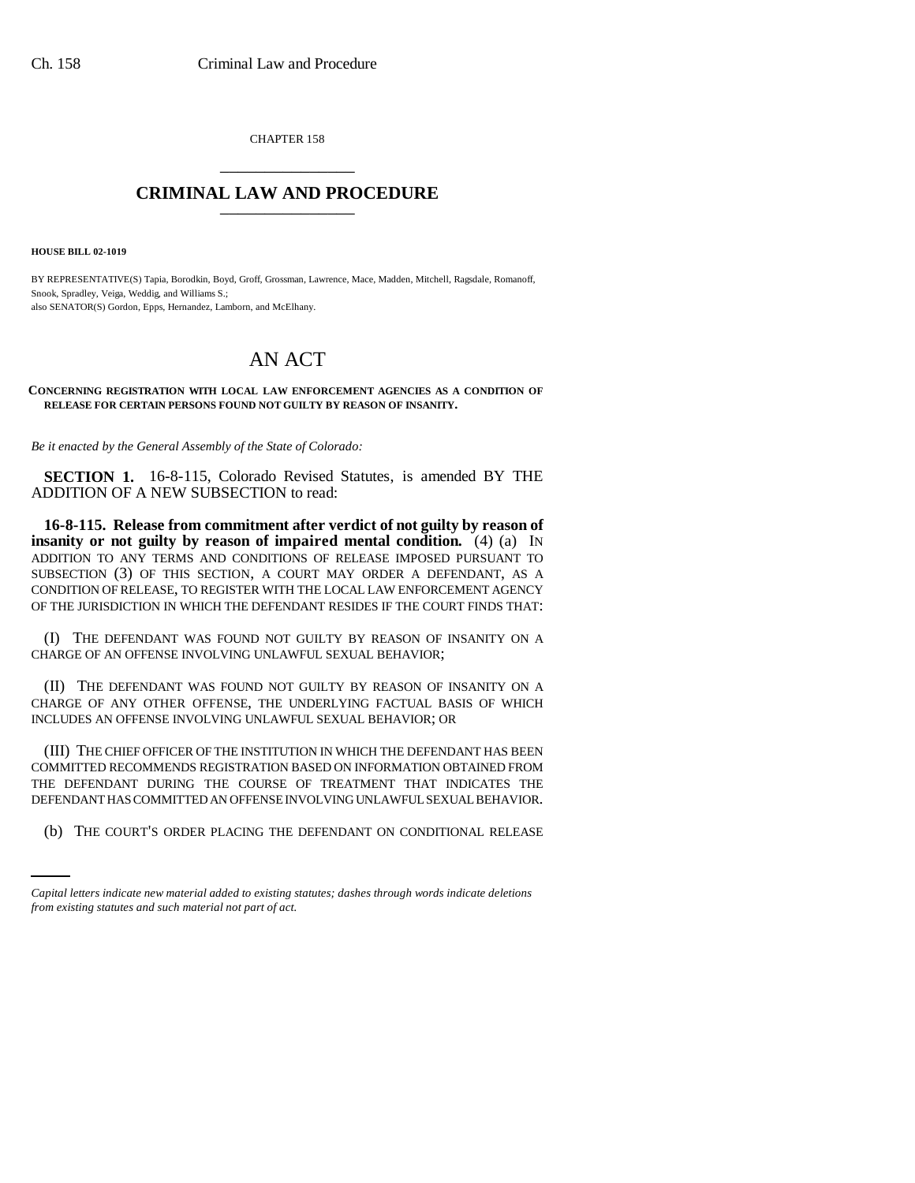CHAPTER 158

# CRIMINAL LAW AND PROCEDURE

**HOUSE BILL 02-1019**

BY REPRESENTATIVE(S) Tapia, Borodkin, Boyd, Groff, Grossman, Lawrence, Mace, Madden, Mitchell, Ragsdale, Romanoff, Snook, Spradley, Veiga, Weddig, and Williams S.;
also SENATOR(S) Gordon, Epps, Hernandez, Lamborn, and McElhany.

# AN ACT

**CONCERNING REGISTRATION WITH LOCAL LAW ENFORCEMENT AGENCIES AS A CONDITION OF RELEASE FOR CERTAIN PERSONS FOUND NOT GUILTY BY REASON OF INSANITY.**

*Be it enacted by the General Assembly of the State of Colorado:*

**SECTION 1.** 16-8-115, Colorado Revised Statutes, is amended BY THE ADDITION OF A NEW SUBSECTION to read:

**16-8-115. Release from commitment after verdict of not guilty by reason of insanity or not guilty by reason of impaired mental condition.** (4) (a) IN ADDITION TO ANY TERMS AND CONDITIONS OF RELEASE IMPOSED PURSUANT TO SUBSECTION (3) OF THIS SECTION, A COURT MAY ORDER A DEFENDANT, AS A CONDITION OF RELEASE, TO REGISTER WITH THE LOCAL LAW ENFORCEMENT AGENCY OF THE JURISDICTION IN WHICH THE DEFENDANT RESIDES IF THE COURT FINDS THAT:

(I) THE DEFENDANT WAS FOUND NOT GUILTY BY REASON OF INSANITY ON A CHARGE OF AN OFFENSE INVOLVING UNLAWFUL SEXUAL BEHAVIOR;

(II) THE DEFENDANT WAS FOUND NOT GUILTY BY REASON OF INSANITY ON A CHARGE OF ANY OTHER OFFENSE, THE UNDERLYING FACTUAL BASIS OF WHICH INCLUDES AN OFFENSE INVOLVING UNLAWFUL SEXUAL BEHAVIOR; OR

(III) THE CHIEF OFFICER OF THE INSTITUTION IN WHICH THE DEFENDANT HAS BEEN COMMITTED RECOMMENDS REGISTRATION BASED ON INFORMATION OBTAINED FROM THE DEFENDANT DURING THE COURSE OF TREATMENT THAT INDICATES THE DEFENDANT HAS COMMITTED AN OFFENSE INVOLVING UNLAWFUL SEXUAL BEHAVIOR.

(b) THE COURT'S ORDER PLACING THE DEFENDANT ON CONDITIONAL RELEASE

*Capital letters indicate new material added to existing statutes; dashes through words indicate deletions from existing statutes and such material not part of act.*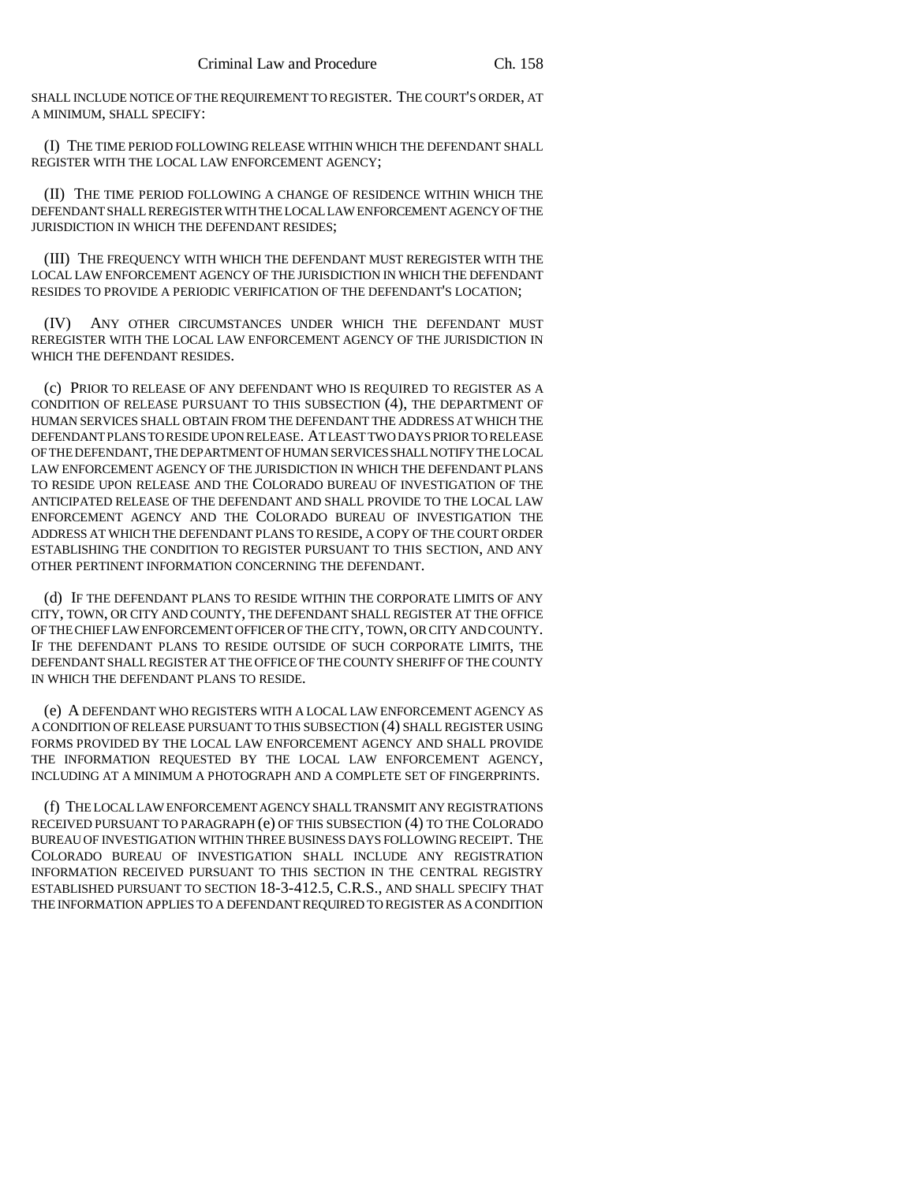SHALL INCLUDE NOTICE OF THE REQUIREMENT TO REGISTER. THE COURT'S ORDER, AT A MINIMUM, SHALL SPECIFY:

(I) THE TIME PERIOD FOLLOWING RELEASE WITHIN WHICH THE DEFENDANT SHALL REGISTER WITH THE LOCAL LAW ENFORCEMENT AGENCY;

(II) THE TIME PERIOD FOLLOWING A CHANGE OF RESIDENCE WITHIN WHICH THE DEFENDANT SHALL REREGISTER WITH THE LOCAL LAW ENFORCEMENT AGENCY OF THE JURISDICTION IN WHICH THE DEFENDANT RESIDES;

(III) THE FREQUENCY WITH WHICH THE DEFENDANT MUST REREGISTER WITH THE LOCAL LAW ENFORCEMENT AGENCY OF THE JURISDICTION IN WHICH THE DEFENDANT RESIDES TO PROVIDE A PERIODIC VERIFICATION OF THE DEFENDANT'S LOCATION;

(IV) ANY OTHER CIRCUMSTANCES UNDER WHICH THE DEFENDANT MUST REREGISTER WITH THE LOCAL LAW ENFORCEMENT AGENCY OF THE JURISDICTION IN WHICH THE DEFENDANT RESIDES.

(c) PRIOR TO RELEASE OF ANY DEFENDANT WHO IS REQUIRED TO REGISTER AS A CONDITION OF RELEASE PURSUANT TO THIS SUBSECTION (4), THE DEPARTMENT OF HUMAN SERVICES SHALL OBTAIN FROM THE DEFENDANT THE ADDRESS AT WHICH THE DEFENDANT PLANS TO RESIDE UPON RELEASE. AT LEAST TWO DAYS PRIOR TO RELEASE OF THE DEFENDANT, THE DEPARTMENT OF HUMAN SERVICES SHALL NOTIFY THE LOCAL LAW ENFORCEMENT AGENCY OF THE JURISDICTION IN WHICH THE DEFENDANT PLANS TO RESIDE UPON RELEASE AND THE COLORADO BUREAU OF INVESTIGATION OF THE ANTICIPATED RELEASE OF THE DEFENDANT AND SHALL PROVIDE TO THE LOCAL LAW ENFORCEMENT AGENCY AND THE COLORADO BUREAU OF INVESTIGATION THE ADDRESS AT WHICH THE DEFENDANT PLANS TO RESIDE, A COPY OF THE COURT ORDER ESTABLISHING THE CONDITION TO REGISTER PURSUANT TO THIS SECTION, AND ANY OTHER PERTINENT INFORMATION CONCERNING THE DEFENDANT.

(d) IF THE DEFENDANT PLANS TO RESIDE WITHIN THE CORPORATE LIMITS OF ANY CITY, TOWN, OR CITY AND COUNTY, THE DEFENDANT SHALL REGISTER AT THE OFFICE OF THE CHIEF LAW ENFORCEMENT OFFICER OF THE CITY, TOWN, OR CITY AND COUNTY. IF THE DEFENDANT PLANS TO RESIDE OUTSIDE OF SUCH CORPORATE LIMITS, THE DEFENDANT SHALL REGISTER AT THE OFFICE OF THE COUNTY SHERIFF OF THE COUNTY IN WHICH THE DEFENDANT PLANS TO RESIDE.

(e) A DEFENDANT WHO REGISTERS WITH A LOCAL LAW ENFORCEMENT AGENCY AS A CONDITION OF RELEASE PURSUANT TO THIS SUBSECTION (4) SHALL REGISTER USING FORMS PROVIDED BY THE LOCAL LAW ENFORCEMENT AGENCY AND SHALL PROVIDE THE INFORMATION REQUESTED BY THE LOCAL LAW ENFORCEMENT AGENCY, INCLUDING AT A MINIMUM A PHOTOGRAPH AND A COMPLETE SET OF FINGERPRINTS.

(f) THE LOCAL LAW ENFORCEMENT AGENCY SHALL TRANSMIT ANY REGISTRATIONS RECEIVED PURSUANT TO PARAGRAPH (e) OF THIS SUBSECTION (4) TO THE COLORADO BUREAU OF INVESTIGATION WITHIN THREE BUSINESS DAYS FOLLOWING RECEIPT. THE COLORADO BUREAU OF INVESTIGATION SHALL INCLUDE ANY REGISTRATION INFORMATION RECEIVED PURSUANT TO THIS SECTION IN THE CENTRAL REGISTRY ESTABLISHED PURSUANT TO SECTION 18-3-412.5, C.R.S., AND SHALL SPECIFY THAT THE INFORMATION APPLIES TO A DEFENDANT REQUIRED TO REGISTER AS A CONDITION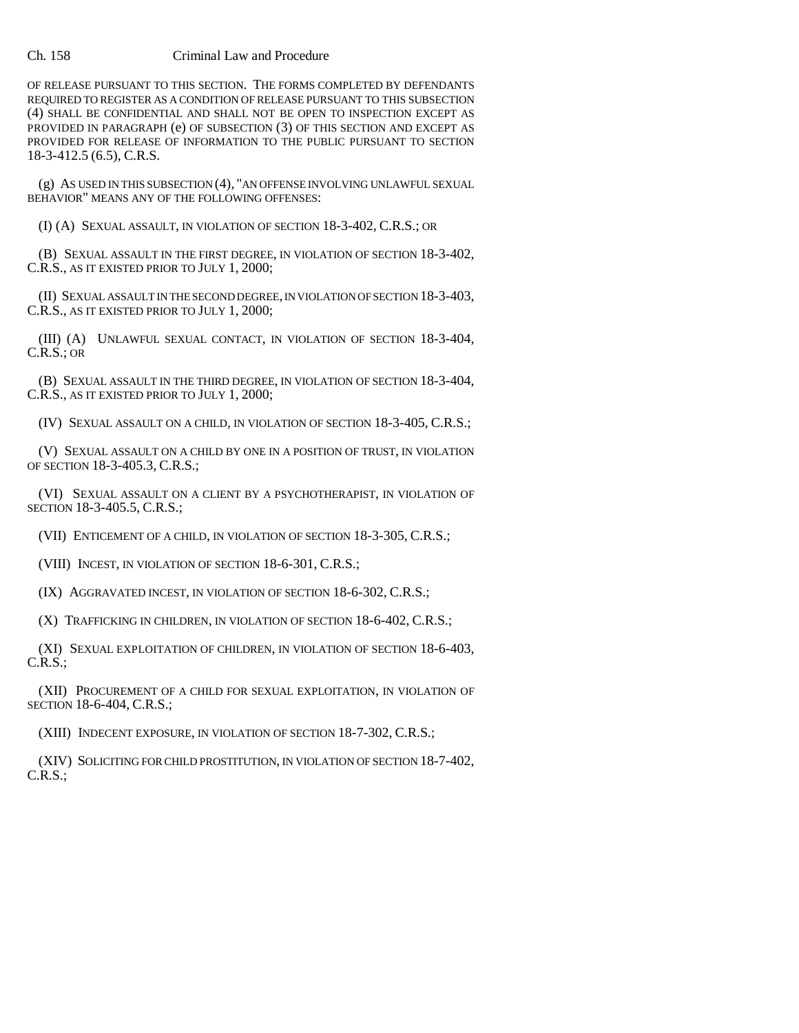OF RELEASE PURSUANT TO THIS SECTION. THE FORMS COMPLETED BY DEFENDANTS REQUIRED TO REGISTER AS A CONDITION OF RELEASE PURSUANT TO THIS SUBSECTION (4) SHALL BE CONFIDENTIAL AND SHALL NOT BE OPEN TO INSPECTION EXCEPT AS PROVIDED IN PARAGRAPH (e) OF SUBSECTION (3) OF THIS SECTION AND EXCEPT AS PROVIDED FOR RELEASE OF INFORMATION TO THE PUBLIC PURSUANT TO SECTION 18-3-412.5 (6.5), C.R.S.

(g) AS USED IN THIS SUBSECTION (4), "AN OFFENSE INVOLVING UNLAWFUL SEXUAL BEHAVIOR" MEANS ANY OF THE FOLLOWING OFFENSES:

(I) (A) SEXUAL ASSAULT, IN VIOLATION OF SECTION 18-3-402, C.R.S.; OR

(B) SEXUAL ASSAULT IN THE FIRST DEGREE, IN VIOLATION OF SECTION 18-3-402, C.R.S., AS IT EXISTED PRIOR TO JULY 1, 2000;

(II) SEXUAL ASSAULT IN THE SECOND DEGREE, IN VIOLATION OF SECTION 18-3-403, C.R.S., AS IT EXISTED PRIOR TO JULY 1, 2000;

(III) (A) UNLAWFUL SEXUAL CONTACT, IN VIOLATION OF SECTION 18-3-404, C.R.S.; OR

(B) SEXUAL ASSAULT IN THE THIRD DEGREE, IN VIOLATION OF SECTION 18-3-404, C.R.S., AS IT EXISTED PRIOR TO JULY 1, 2000;

(IV) SEXUAL ASSAULT ON A CHILD, IN VIOLATION OF SECTION 18-3-405, C.R.S.;

(V) SEXUAL ASSAULT ON A CHILD BY ONE IN A POSITION OF TRUST, IN VIOLATION OF SECTION 18-3-405.3, C.R.S.;

(VI) SEXUAL ASSAULT ON A CLIENT BY A PSYCHOTHERAPIST, IN VIOLATION OF SECTION 18-3-405.5, C.R.S.;

(VII) ENTICEMENT OF A CHILD, IN VIOLATION OF SECTION 18-3-305, C.R.S.;

(VIII) INCEST, IN VIOLATION OF SECTION 18-6-301, C.R.S.;

(IX) AGGRAVATED INCEST, IN VIOLATION OF SECTION 18-6-302, C.R.S.;

(X) TRAFFICKING IN CHILDREN, IN VIOLATION OF SECTION 18-6-402, C.R.S.;

(XI) SEXUAL EXPLOITATION OF CHILDREN, IN VIOLATION OF SECTION 18-6-403, C.R.S.;

(XII) PROCUREMENT OF A CHILD FOR SEXUAL EXPLOITATION, IN VIOLATION OF SECTION 18-6-404, C.R.S.;

(XIII) INDECENT EXPOSURE, IN VIOLATION OF SECTION 18-7-302, C.R.S.;

(XIV) SOLICITING FOR CHILD PROSTITUTION, IN VIOLATION OF SECTION 18-7-402, C.R.S.;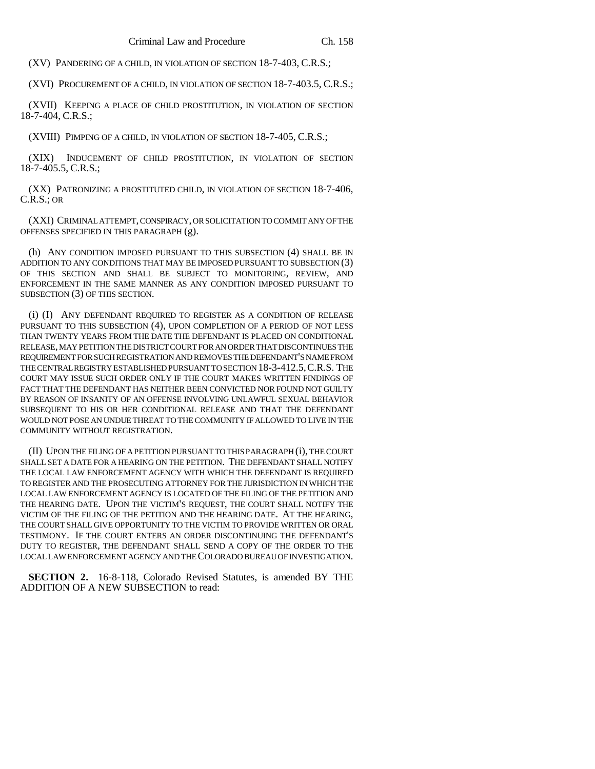(XV) PANDERING OF A CHILD, IN VIOLATION OF SECTION 18-7-403, C.R.S.;

(XVI) PROCUREMENT OF A CHILD, IN VIOLATION OF SECTION 18-7-403.5, C.R.S.;

(XVII) KEEPING A PLACE OF CHILD PROSTITUTION, IN VIOLATION OF SECTION 18-7-404, C.R.S.;

(XVIII) PIMPING OF A CHILD, IN VIOLATION OF SECTION 18-7-405, C.R.S.;

(XIX) INDUCEMENT OF CHILD PROSTITUTION, IN VIOLATION OF SECTION 18-7-405.5, C.R.S.;

(XX) PATRONIZING A PROSTITUTED CHILD, IN VIOLATION OF SECTION 18-7-406, C.R.S.; OR

(XXI) CRIMINAL ATTEMPT, CONSPIRACY, OR SOLICITATION TO COMMIT ANY OF THE OFFENSES SPECIFIED IN THIS PARAGRAPH (g).

(h) ANY CONDITION IMPOSED PURSUANT TO THIS SUBSECTION (4) SHALL BE IN ADDITION TO ANY CONDITIONS THAT MAY BE IMPOSED PURSUANT TO SUBSECTION (3) OF THIS SECTION AND SHALL BE SUBJECT TO MONITORING, REVIEW, AND ENFORCEMENT IN THE SAME MANNER AS ANY CONDITION IMPOSED PURSUANT TO SUBSECTION (3) OF THIS SECTION.

(i) (I) ANY DEFENDANT REQUIRED TO REGISTER AS A CONDITION OF RELEASE PURSUANT TO THIS SUBSECTION (4), UPON COMPLETION OF A PERIOD OF NOT LESS THAN TWENTY YEARS FROM THE DATE THE DEFENDANT IS PLACED ON CONDITIONAL RELEASE, MAY PETITION THE DISTRICT COURT FOR AN ORDER THAT DISCONTINUES THE REQUIREMENT FOR SUCH REGISTRATION AND REMOVES THE DEFENDANT'S NAME FROM THE CENTRAL REGISTRY ESTABLISHED PURSUANT TO SECTION 18-3-412.5, C.R.S. THE COURT MAY ISSUE SUCH ORDER ONLY IF THE COURT MAKES WRITTEN FINDINGS OF FACT THAT THE DEFENDANT HAS NEITHER BEEN CONVICTED NOR FOUND NOT GUILTY BY REASON OF INSANITY OF AN OFFENSE INVOLVING UNLAWFUL SEXUAL BEHAVIOR SUBSEQUENT TO HIS OR HER CONDITIONAL RELEASE AND THAT THE DEFENDANT WOULD NOT POSE AN UNDUE THREAT TO THE COMMUNITY IF ALLOWED TO LIVE IN THE COMMUNITY WITHOUT REGISTRATION.

(II) UPON THE FILING OF A PETITION PURSUANT TO THIS PARAGRAPH (i), THE COURT SHALL SET A DATE FOR A HEARING ON THE PETITION. THE DEFENDANT SHALL NOTIFY THE LOCAL LAW ENFORCEMENT AGENCY WITH WHICH THE DEFENDANT IS REQUIRED TO REGISTER AND THE PROSECUTING ATTORNEY FOR THE JURISDICTION IN WHICH THE LOCAL LAW ENFORCEMENT AGENCY IS LOCATED OF THE FILING OF THE PETITION AND THE HEARING DATE. UPON THE VICTIM'S REQUEST, THE COURT SHALL NOTIFY THE VICTIM OF THE FILING OF THE PETITION AND THE HEARING DATE. AT THE HEARING, THE COURT SHALL GIVE OPPORTUNITY TO THE VICTIM TO PROVIDE WRITTEN OR ORAL TESTIMONY. IF THE COURT ENTERS AN ORDER DISCONTINUING THE DEFENDANT'S DUTY TO REGISTER, THE DEFENDANT SHALL SEND A COPY OF THE ORDER TO THE LOCAL LAW ENFORCEMENT AGENCY AND THE COLORADO BUREAU OF INVESTIGATION.

**SECTION 2.** 16-8-118, Colorado Revised Statutes, is amended BY THE ADDITION OF A NEW SUBSECTION to read: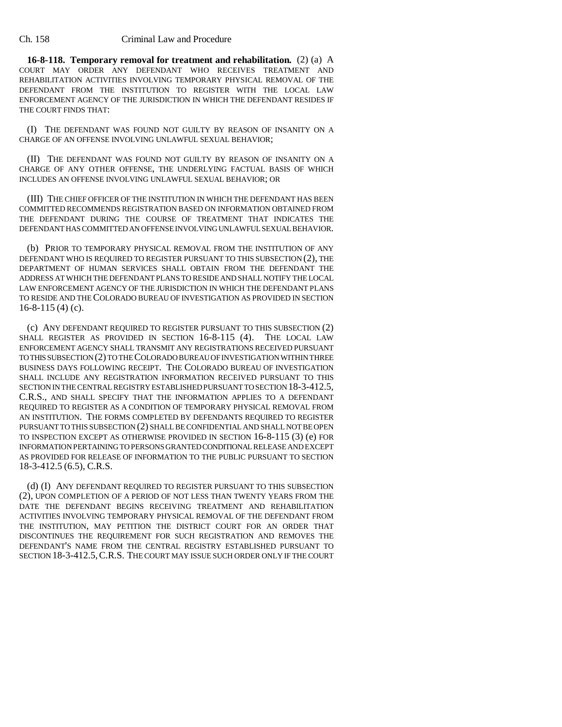**16-8-118. Temporary removal for treatment and rehabilitation.** (2) (a) A COURT MAY ORDER ANY DEFENDANT WHO RECEIVES TREATMENT AND REHABILITATION ACTIVITIES INVOLVING TEMPORARY PHYSICAL REMOVAL OF THE DEFENDANT FROM THE INSTITUTION TO REGISTER WITH THE LOCAL LAW ENFORCEMENT AGENCY OF THE JURISDICTION IN WHICH THE DEFENDANT RESIDES IF THE COURT FINDS THAT:

(I) THE DEFENDANT WAS FOUND NOT GUILTY BY REASON OF INSANITY ON A CHARGE OF AN OFFENSE INVOLVING UNLAWFUL SEXUAL BEHAVIOR;

(II) THE DEFENDANT WAS FOUND NOT GUILTY BY REASON OF INSANITY ON A CHARGE OF ANY OTHER OFFENSE, THE UNDERLYING FACTUAL BASIS OF WHICH INCLUDES AN OFFENSE INVOLVING UNLAWFUL SEXUAL BEHAVIOR; OR

(III) THE CHIEF OFFICER OF THE INSTITUTION IN WHICH THE DEFENDANT HAS BEEN COMMITTED RECOMMENDS REGISTRATION BASED ON INFORMATION OBTAINED FROM THE DEFENDANT DURING THE COURSE OF TREATMENT THAT INDICATES THE DEFENDANT HAS COMMITTED AN OFFENSE INVOLVING UNLAWFUL SEXUAL BEHAVIOR.

(b) PRIOR TO TEMPORARY PHYSICAL REMOVAL FROM THE INSTITUTION OF ANY DEFENDANT WHO IS REQUIRED TO REGISTER PURSUANT TO THIS SUBSECTION (2), THE DEPARTMENT OF HUMAN SERVICES SHALL OBTAIN FROM THE DEFENDANT THE ADDRESS AT WHICH THE DEFENDANT PLANS TO RESIDE AND SHALL NOTIFY THE LOCAL LAW ENFORCEMENT AGENCY OF THE JURISDICTION IN WHICH THE DEFENDANT PLANS TO RESIDE AND THE COLORADO BUREAU OF INVESTIGATION AS PROVIDED IN SECTION 16-8-115 (4) (c).

(c) ANY DEFENDANT REQUIRED TO REGISTER PURSUANT TO THIS SUBSECTION (2) SHALL REGISTER AS PROVIDED IN SECTION 16-8-115 (4). THE LOCAL LAW ENFORCEMENT AGENCY SHALL TRANSMIT ANY REGISTRATIONS RECEIVED PURSUANT TO THIS SUBSECTION (2) TO THE COLORADO BUREAU OF INVESTIGATION WITHIN THREE BUSINESS DAYS FOLLOWING RECEIPT. THE COLORADO BUREAU OF INVESTIGATION SHALL INCLUDE ANY REGISTRATION INFORMATION RECEIVED PURSUANT TO THIS SECTION IN THE CENTRAL REGISTRY ESTABLISHED PURSUANT TO SECTION 18-3-412.5, C.R.S., AND SHALL SPECIFY THAT THE INFORMATION APPLIES TO A DEFENDANT REQUIRED TO REGISTER AS A CONDITION OF TEMPORARY PHYSICAL REMOVAL FROM AN INSTITUTION. THE FORMS COMPLETED BY DEFENDANTS REQUIRED TO REGISTER PURSUANT TO THIS SUBSECTION (2) SHALL BE CONFIDENTIAL AND SHALL NOT BE OPEN TO INSPECTION EXCEPT AS OTHERWISE PROVIDED IN SECTION 16-8-115 (3) (e) FOR INFORMATION PERTAINING TO PERSONS GRANTED CONDITIONAL RELEASE AND EXCEPT AS PROVIDED FOR RELEASE OF INFORMATION TO THE PUBLIC PURSUANT TO SECTION 18-3-412.5 (6.5), C.R.S.

(d) (I) ANY DEFENDANT REQUIRED TO REGISTER PURSUANT TO THIS SUBSECTION (2), UPON COMPLETION OF A PERIOD OF NOT LESS THAN TWENTY YEARS FROM THE DATE THE DEFENDANT BEGINS RECEIVING TREATMENT AND REHABILITATION ACTIVITIES INVOLVING TEMPORARY PHYSICAL REMOVAL OF THE DEFENDANT FROM THE INSTITUTION, MAY PETITION THE DISTRICT COURT FOR AN ORDER THAT DISCONTINUES THE REQUIREMENT FOR SUCH REGISTRATION AND REMOVES THE DEFENDANT'S NAME FROM THE CENTRAL REGISTRY ESTABLISHED PURSUANT TO SECTION 18-3-412.5, C.R.S. THE COURT MAY ISSUE SUCH ORDER ONLY IF THE COURT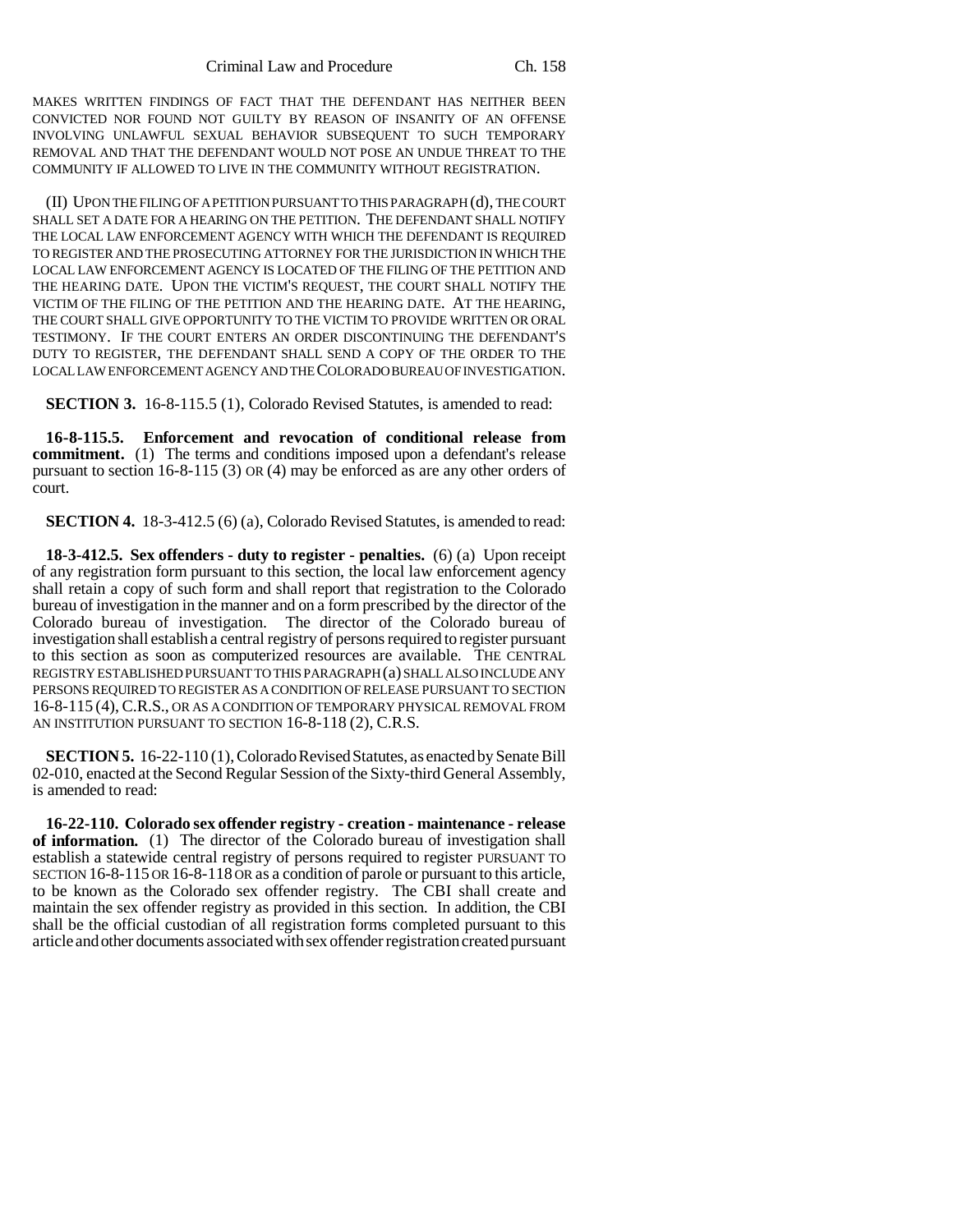MAKES WRITTEN FINDINGS OF FACT THAT THE DEFENDANT HAS NEITHER BEEN CONVICTED NOR FOUND NOT GUILTY BY REASON OF INSANITY OF AN OFFENSE INVOLVING UNLAWFUL SEXUAL BEHAVIOR SUBSEQUENT TO SUCH TEMPORARY REMOVAL AND THAT THE DEFENDANT WOULD NOT POSE AN UNDUE THREAT TO THE COMMUNITY IF ALLOWED TO LIVE IN THE COMMUNITY WITHOUT REGISTRATION.

(II) UPON THE FILING OF A PETITION PURSUANT TO THIS PARAGRAPH (d), THE COURT SHALL SET A DATE FOR A HEARING ON THE PETITION. THE DEFENDANT SHALL NOTIFY THE LOCAL LAW ENFORCEMENT AGENCY WITH WHICH THE DEFENDANT IS REQUIRED TO REGISTER AND THE PROSECUTING ATTORNEY FOR THE JURISDICTION IN WHICH THE LOCAL LAW ENFORCEMENT AGENCY IS LOCATED OF THE FILING OF THE PETITION AND THE HEARING DATE. UPON THE VICTIM'S REQUEST, THE COURT SHALL NOTIFY THE VICTIM OF THE FILING OF THE PETITION AND THE HEARING DATE. AT THE HEARING, THE COURT SHALL GIVE OPPORTUNITY TO THE VICTIM TO PROVIDE WRITTEN OR ORAL TESTIMONY. IF THE COURT ENTERS AN ORDER DISCONTINUING THE DEFENDANT'S DUTY TO REGISTER, THE DEFENDANT SHALL SEND A COPY OF THE ORDER TO THE LOCAL LAW ENFORCEMENT AGENCY AND THE COLORADO BUREAU OF INVESTIGATION.

**SECTION 3.** 16-8-115.5 (1), Colorado Revised Statutes, is amended to read:

**16-8-115.5. Enforcement and revocation of conditional release from commitment.** (1) The terms and conditions imposed upon a defendant's release pursuant to section 16-8-115 (3) OR (4) may be enforced as are any other orders of court.

**SECTION 4.** 18-3-412.5 (6) (a), Colorado Revised Statutes, is amended to read:

**18-3-412.5. Sex offenders - duty to register - penalties.** (6) (a) Upon receipt of any registration form pursuant to this section, the local law enforcement agency shall retain a copy of such form and shall report that registration to the Colorado bureau of investigation in the manner and on a form prescribed by the director of the Colorado bureau of investigation. The director of the Colorado bureau of investigation shall establish a central registry of persons required to register pursuant to this section as soon as computerized resources are available. THE CENTRAL REGISTRY ESTABLISHED PURSUANT TO THIS PARAGRAPH (a) SHALL ALSO INCLUDE ANY PERSONS REQUIRED TO REGISTER AS A CONDITION OF RELEASE PURSUANT TO SECTION 16-8-115 (4), C.R.S., OR AS A CONDITION OF TEMPORARY PHYSICAL REMOVAL FROM AN INSTITUTION PURSUANT TO SECTION 16-8-118 (2), C.R.S.

**SECTION 5.** 16-22-110 (1), Colorado Revised Statutes, as enacted by Senate Bill 02-010, enacted at the Second Regular Session of the Sixty-third General Assembly, is amended to read:

**16-22-110. Colorado sex offender registry - creation - maintenance - release of information.** (1) The director of the Colorado bureau of investigation shall establish a statewide central registry of persons required to register PURSUANT TO SECTION 16-8-115 OR 16-8-118 OR as a condition of parole or pursuant to this article, to be known as the Colorado sex offender registry. The CBI shall create and maintain the sex offender registry as provided in this section. In addition, the CBI shall be the official custodian of all registration forms completed pursuant to this article and other documents associated with sex offender registration created pursuant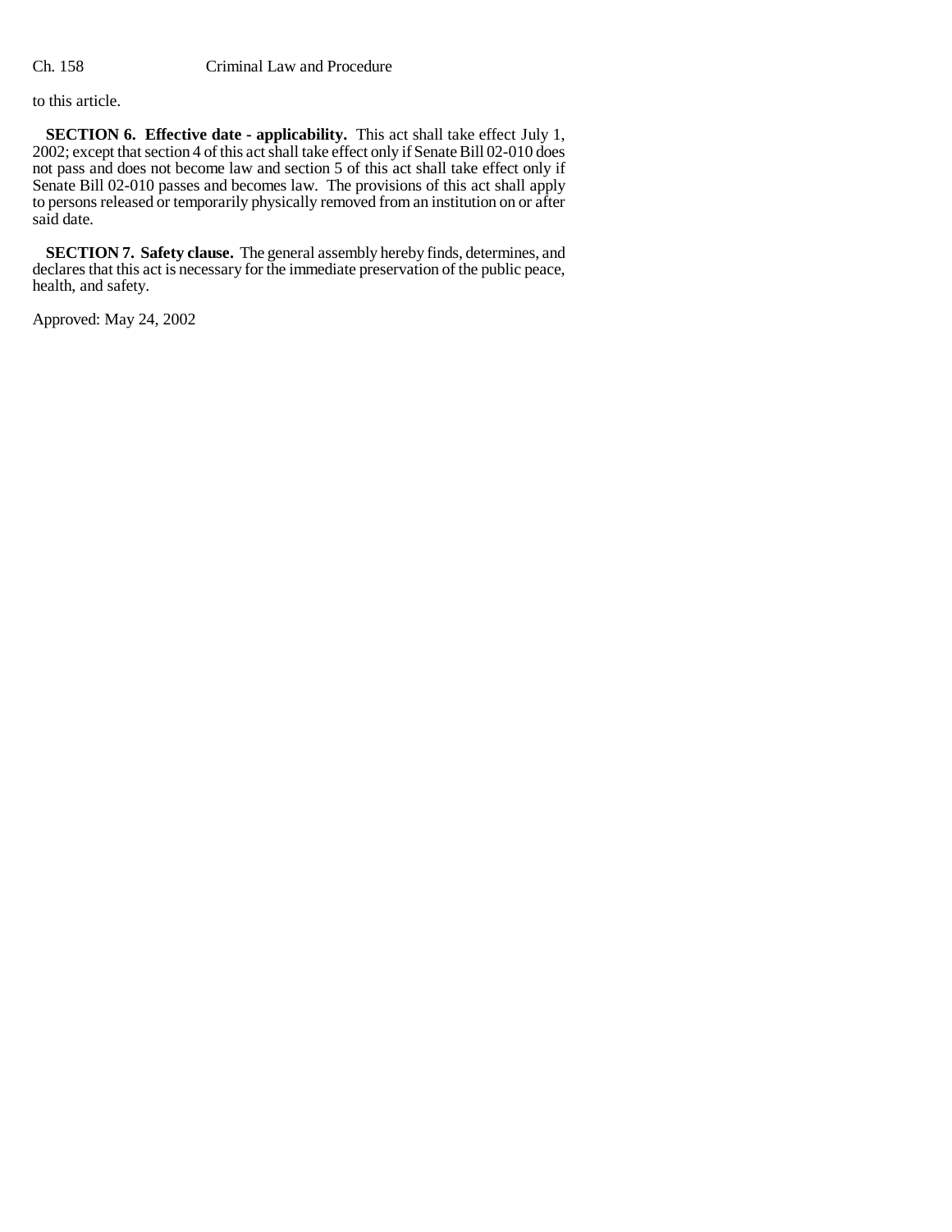to this article.

**SECTION 6. Effective date - applicability.** This act shall take effect July 1, 2002; except that section 4 of this act shall take effect only if Senate Bill 02-010 does not pass and does not become law and section 5 of this act shall take effect only if Senate Bill 02-010 passes and becomes law. The provisions of this act shall apply to persons released or temporarily physically removed from an institution on or after said date.

**SECTION 7. Safety clause.** The general assembly hereby finds, determines, and declares that this act is necessary for the immediate preservation of the public peace, health, and safety.

Approved: May 24, 2002